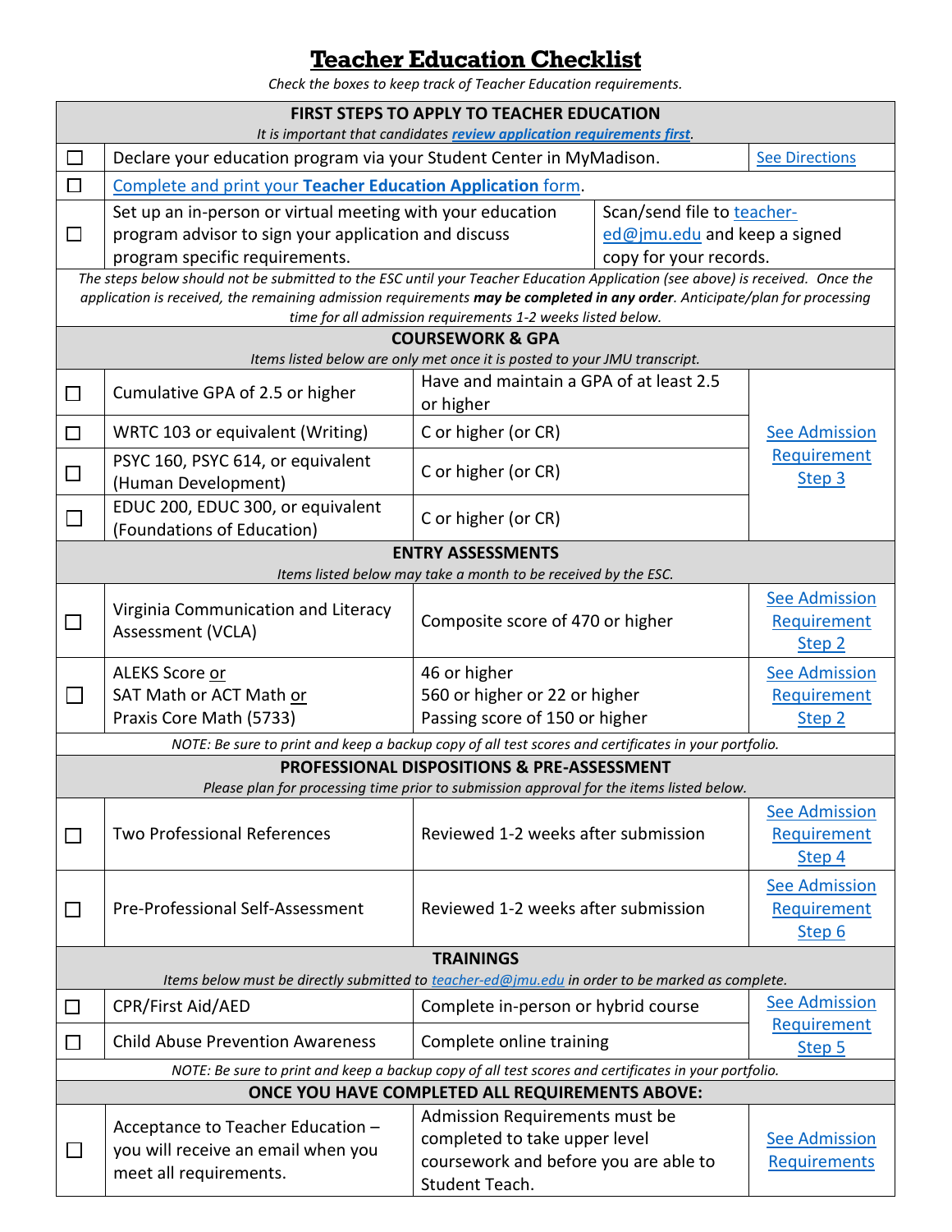# Teacher Education Checklist

*Check the boxes to keep track of Teacher Education requirements.*

| | | | |
|---|---|---|---|
| **FIRST STEPS TO APPLY TO TEACHER EDUCATION**<br>*It is important that candidates* ***review application requirements first****.* | | | |
| ☐ | Declare your education program via your Student Center in MyMadison. | | See Directions |
| ☐ | Complete and print your **Teacher Education Application** form. | | |
| ☐ | Set up an in-person or virtual meeting with your education program advisor to sign your application and discuss program specific requirements. | Scan/send file to teacher-ed@jmu.edu and keep a signed copy for your records. | |
| *The steps below should not be submitted to the ESC until your Teacher Education Application (see above) is received. Once the application is received, the remaining admission requirements* ***may be completed in any order****. Anticipate/plan for processing time for all admission requirements 1-2 weeks listed below.* | | | |
| **COURSEWORK & GPA**<br>*Items listed below are only met once it is posted to your JMU transcript.* | | | |
| ☐ | Cumulative GPA of 2.5 or higher | Have and maintain a GPA of at least 2.5 or higher | See Admission Requirement Step 3 |
| ☐ | WRTC 103 or equivalent (Writing) | C or higher (or CR) | See Admission Requirement Step 3 |
| ☐ | PSYC 160, PSYC 614, or equivalent (Human Development) | C or higher (or CR) | See Admission Requirement Step 3 |
| ☐ | EDUC 200, EDUC 300, or equivalent (Foundations of Education) | C or higher (or CR) | See Admission Requirement Step 3 |
| **ENTRY ASSESSMENTS**<br>*Items listed below may take a month to be received by the ESC.* | | | |
| ☐ | Virginia Communication and Literacy Assessment (VCLA) | Composite score of 470 or higher | See Admission Requirement Step 2 |
| ☐ | ALEKS Score or<br>SAT Math or ACT Math or<br>Praxis Core Math (5733) | 46 or higher<br>560 or higher or 22 or higher<br>Passing score of 150 or higher | See Admission Requirement Step 2 |
| *NOTE: Be sure to print and keep a backup copy of all test scores and certificates in your portfolio.* | | | |
| **PROFESSIONAL DISPOSITIONS & PRE-ASSESSMENT**<br>*Please plan for processing time prior to submission approval for the items listed below.* | | | |
| ☐ | Two Professional References | Reviewed 1-2 weeks after submission | See Admission Requirement Step 4 |
| ☐ | Pre-Professional Self-Assessment | Reviewed 1-2 weeks after submission | See Admission Requirement Step 6 |
| **TRAININGS**<br>*Items below must be directly submitted to teacher-ed@jmu.edu in order to be marked as complete.* | | | |
| ☐ | CPR/First Aid/AED | Complete in-person or hybrid course | See Admission Requirement Step 5 |
| ☐ | Child Abuse Prevention Awareness | Complete online training | See Admission Requirement Step 5 |
| *NOTE: Be sure to print and keep a backup copy of all test scores and certificates in your portfolio.* | | | |
| **ONCE YOU HAVE COMPLETED ALL REQUIREMENTS ABOVE:** | | | |
| ☐ | Acceptance to Teacher Education – you will receive an email when you meet all requirements. | Admission Requirements must be completed to take upper level coursework and before you are able to Student Teach. | See Admission Requirements |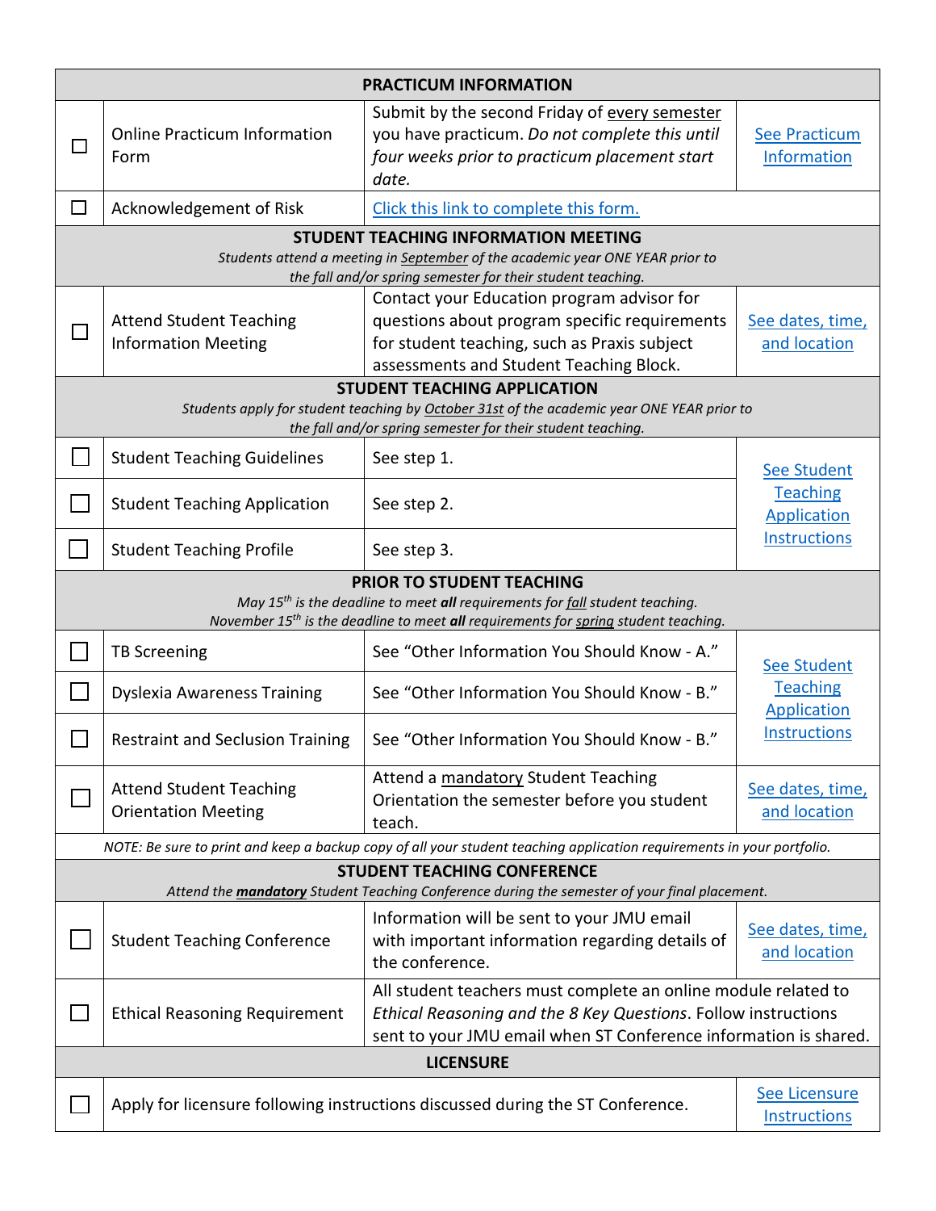| | | | |
|---|---|---|---|
| **PRACTICUM INFORMATION** | | | |
| ☐ | Online Practicum Information Form | Submit by the second Friday of every semester you have practicum. *Do not complete this until four weeks prior to practicum placement start date.* | See Practicum Information |
| ☐ | Acknowledgement of Risk | Click this link to complete this form. | |
| **STUDENT TEACHING INFORMATION MEETING** *Students attend a meeting in September of the academic year ONE YEAR prior to the fall and/or spring semester for their student teaching.* | | | |
| ☐ | Attend Student Teaching Information Meeting | Contact your Education program advisor for questions about program specific requirements for student teaching, such as Praxis subject assessments and Student Teaching Block. | See dates, time, and location |
| **STUDENT TEACHING APPLICATION** *Students apply for student teaching by October 31st of the academic year ONE YEAR prior to the fall and/or spring semester for their student teaching.* | | | |
| ☐ | Student Teaching Guidelines | See step 1. | See Student Teaching Application Instructions |
| ☐ | Student Teaching Application | See step 2. | |
| ☐ | Student Teaching Profile | See step 3. | |
| **PRIOR TO STUDENT TEACHING** *May 15th is the deadline to meet **all** requirements for fall student teaching. November 15th is the deadline to meet **all** requirements for spring student teaching.* | | | |
| ☐ | TB Screening | See "Other Information You Should Know - A." | See Student Teaching Application Instructions |
| ☐ | Dyslexia Awareness Training | See "Other Information You Should Know - B." | |
| ☐ | Restraint and Seclusion Training | See "Other Information You Should Know - B." | |
| ☐ | Attend Student Teaching Orientation Meeting | Attend a mandatory Student Teaching Orientation the semester before you student teach. | See dates, time, and location |
| *NOTE: Be sure to print and keep a backup copy of all your student teaching application requirements in your portfolio.* | | | |
| **STUDENT TEACHING CONFERENCE** *Attend the **mandatory** Student Teaching Conference during the semester of your final placement.* | | | |
| ☐ | Student Teaching Conference | Information will be sent to your JMU email with important information regarding details of the conference. | See dates, time, and location |
| ☐ | Ethical Reasoning Requirement | All student teachers must complete an online module related to *Ethical Reasoning and the 8 Key Questions*. Follow instructions sent to your JMU email when ST Conference information is shared. | |
| **LICENSURE** | | | |
| ☐ | Apply for licensure following instructions discussed during the ST Conference. | | See Licensure Instructions |